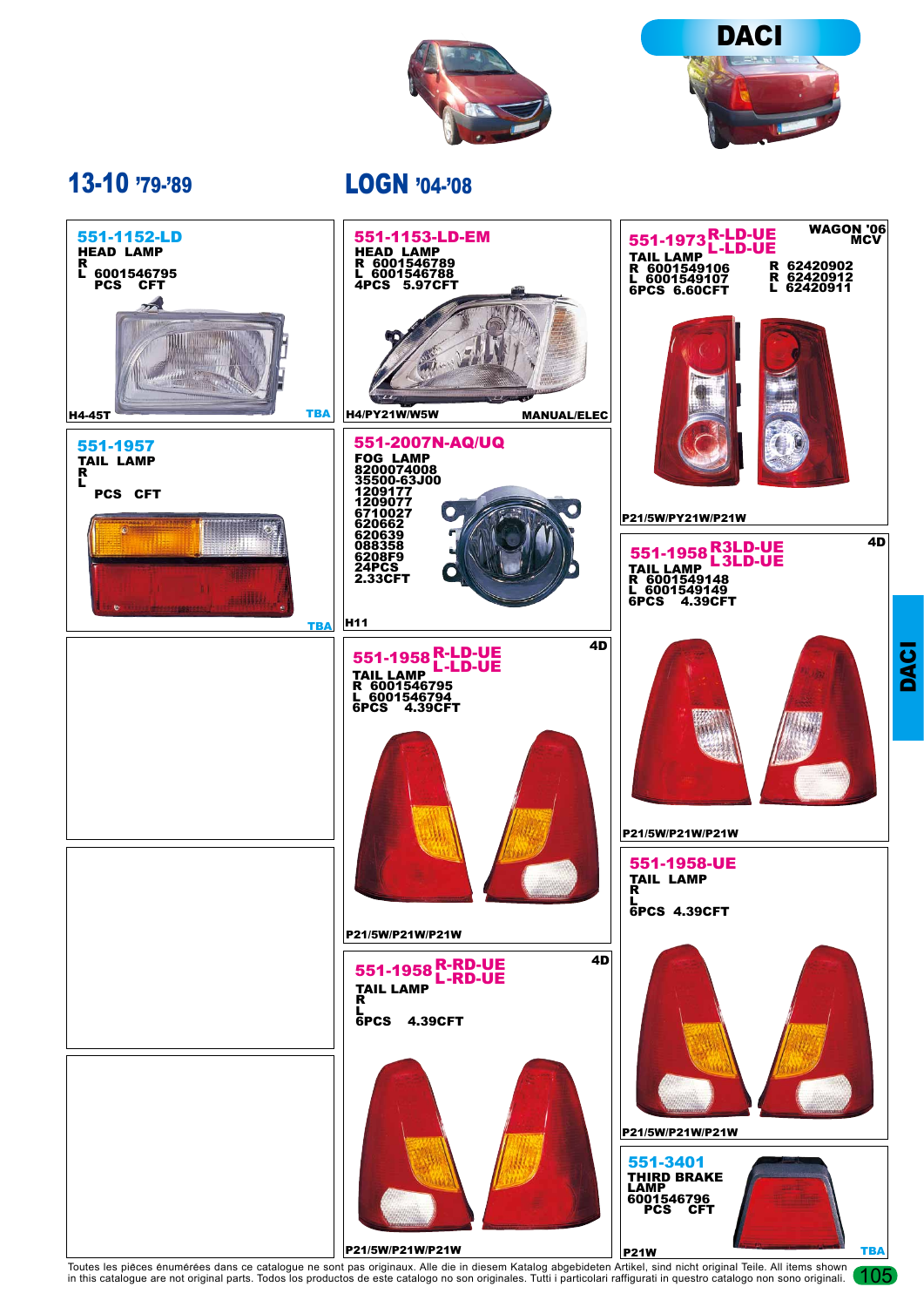# DACI

## 13-10 '79-'89

**551-1152-LD**
HEAD LAMP
R
L 6001546795
PCS CFT
H4-45T
TBA

**551-1957**
TAIL LAMP
R
L
PCS CFT
TBA

## LOGN '04-'08

**551-1153-LD-EM**
HEAD LAMP
R 6001546789
L 6001546788
4PCS 5.97CFT
H4/PY21W/W5W
MANUAL/ELEC

**551-2007N-AQ/UQ**
FOG LAMP
8200074008
35500-63J00
1209177
1209077
6710027
620662
620639
088358
6208F9
24PCS
2.33CFT
H11

**551-1958 R-LD-UE L-LD-UE** 4D
TAIL LAMP
R 6001546795
L 6001546794
6PCS 4.39CFT
P21/5W/P21W/P21W

**551-1958 R-RD-UE L-RD-UE** 4D
TAIL LAMP
R
L
6PCS 4.39CFT
P21/5W/P21W/P21W

**551-1973 R-LD-UE L-LD-UE** WAGON '06 MCV
TAIL LAMP
R 6001549106
L 6001549107
6PCS 6.60CFT
R 62420902
R 62420912
L 62420911
P21/5W/PY21W/P21W

**551-1958 R3LD-UE L3LD-UE** 4D
TAIL LAMP
R 6001549148
L 6001549149
6PCS 4.39CFT
P21/5W/P21W/P21W

**551-1958-UE**
TAIL LAMP
R
L
6PCS 4.39CFT
P21/5W/P21W/P21W

**551-3401**
THIRD BRAKE LAMP
6001546796
PCS CFT
P21W
TBA

Toutes les pièces énumérées dans ce catalogue ne sont pas originaux. Alle die in diesem Katalog abgebildeten Artikel, sind nicht original Teile. All items shown in this catalogue are not original parts. Todos los productos de este catalogo no son originales. Tutti i particolari raffigurati in questro catalogo non sono originali.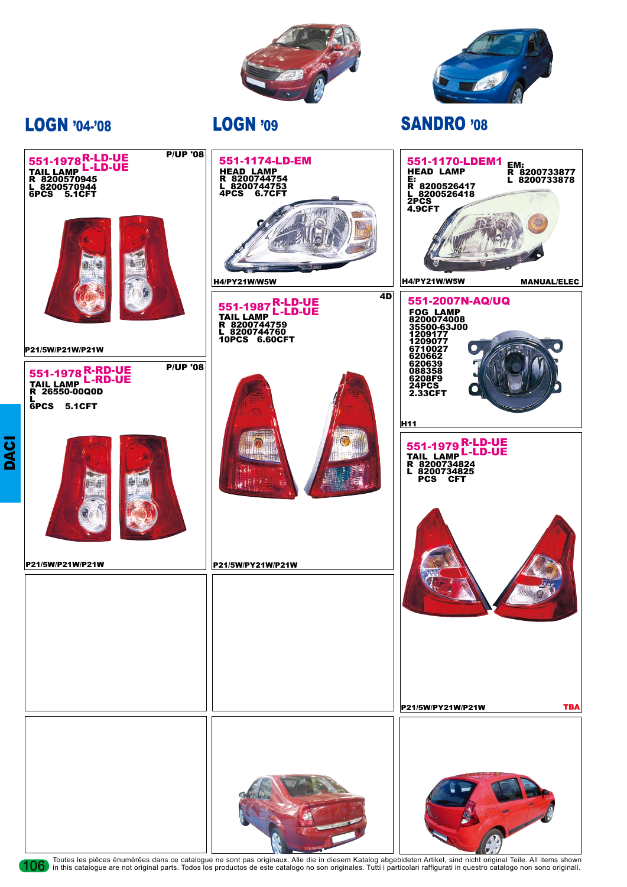## LOGN '04-'08

**551-1978 R-LD-UE / L-LD-UE** — P/UP '08

TAIL LAMP
R 8200570945
L 8200570944
6PCS 5.1CFT

P21/5W/P21W/P21W

**551-1978 R-RD-UE / L-RD-UE** — P/UP '08

TAIL LAMP
R 26550-00Q0D
L
6PCS 5.1CFT

P21/5W/P21W/P21W

## LOGN '09

**551-1174-LD-EM**

HEAD LAMP
R 8200744754
L 8200744753
4PCS 6.7CFT

H4/PY21W/W5W

**551-1987 R-LD-UE / L-LD-UE** — 4D

TAIL LAMP
R 8200744759
L 8200744760
10PCS 6.60CFT

P21/5W/PY21W/P21W

## SANDRO '08

**551-1170-LDEM1**

HEAD LAMP
E:
R 8200526417
L 8200526418
2PCS
4.9CFT

EM:
R 8200733877
L 8200733878

H4/PY21W/W5W — MANUAL/ELEC

**551-2007N-AQ/UQ**

FOG LAMP
8200074008
35500-63J00
1209177
1209077
6710027
620662
620639
088358
6208F9
24PCS
2.33CFT

H11

**551-1979 R-LD-UE / L-LD-UE**

TAIL LAMP
R 8200734824
L 8200734825
PCS CFT

P21/5W/PY21W/P21W — TBA

DACI

Toutes les pièces énumérées dans ce catalogue ne sont pas originaux. Alle die in diesem Katalog abgebideten Artikel, sind nicht original Teile. All items shown in this catalogue are not original parts. Todos los productos de este catalogo no son originales. Tutti i particolari raffigurati in questro catalogo non sono originali.